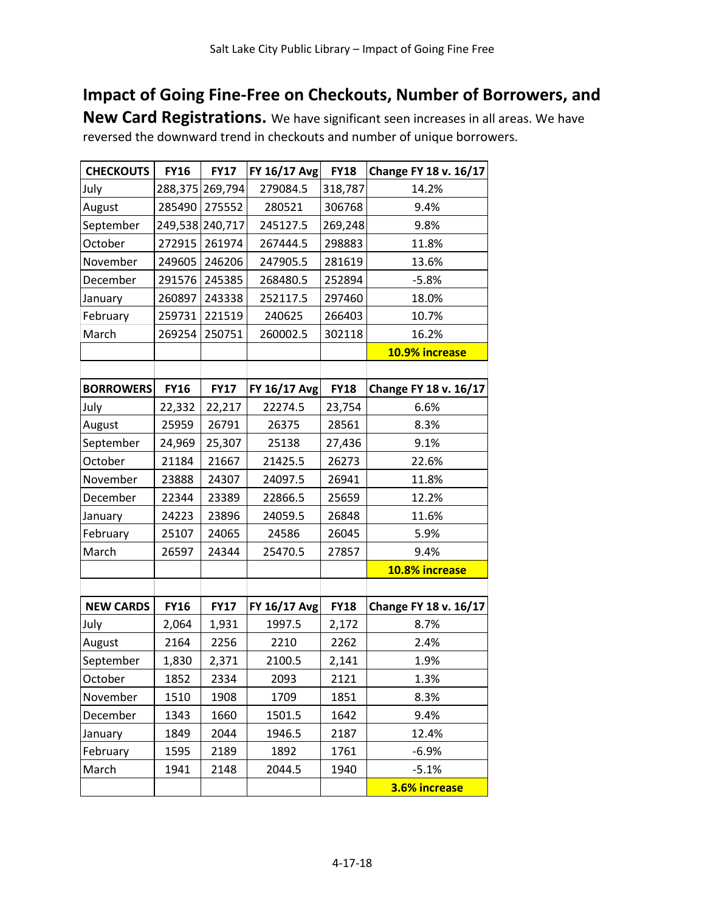## Impact of Going Fine-Free on Checkouts, Number of Borrowers, and New Card Registrations.

We have significant seen increases in all areas. We have reversed the downward trend in checkouts and number of unique borrowers.

| CHECKOUTS | FY16 | FY17 | FY 16/17 Avg | FY18 | Change FY 18 v. 16/17 |
|---|---|---|---|---|---|
| July | 288,375 | 269,794 | 279084.5 | 318,787 | 14.2% |
| August | 285490 | 275552 | 280521 | 306768 | 9.4% |
| September | 249,538 | 240,717 | 245127.5 | 269,248 | 9.8% |
| October | 272915 | 261974 | 267444.5 | 298883 | 11.8% |
| November | 249605 | 246206 | 247905.5 | 281619 | 13.6% |
| December | 291576 | 245385 | 268480.5 | 252894 | -5.8% |
| January | 260897 | 243338 | 252117.5 | 297460 | 18.0% |
| February | 259731 | 221519 | 240625 | 266403 | 10.7% |
| March | 269254 | 250751 | 260002.5 | 302118 | 16.2% |
| | | | | | **10.9% increase** |

| BORROWERS | FY16 | FY17 | FY 16/17 Avg | FY18 | Change FY 18 v. 16/17 |
|---|---|---|---|---|---|
| July | 22,332 | 22,217 | 22274.5 | 23,754 | 6.6% |
| August | 25959 | 26791 | 26375 | 28561 | 8.3% |
| September | 24,969 | 25,307 | 25138 | 27,436 | 9.1% |
| October | 21184 | 21667 | 21425.5 | 26273 | 22.6% |
| November | 23888 | 24307 | 24097.5 | 26941 | 11.8% |
| December | 22344 | 23389 | 22866.5 | 25659 | 12.2% |
| January | 24223 | 23896 | 24059.5 | 26848 | 11.6% |
| February | 25107 | 24065 | 24586 | 26045 | 5.9% |
| March | 26597 | 24344 | 25470.5 | 27857 | 9.4% |
| | | | | | **10.8% increase** |

| NEW CARDS | FY16 | FY17 | FY 16/17 Avg | FY18 | Change FY 18 v. 16/17 |
|---|---|---|---|---|---|
| July | 2,064 | 1,931 | 1997.5 | 2,172 | 8.7% |
| August | 2164 | 2256 | 2210 | 2262 | 2.4% |
| September | 1,830 | 2,371 | 2100.5 | 2,141 | 1.9% |
| October | 1852 | 2334 | 2093 | 2121 | 1.3% |
| November | 1510 | 1908 | 1709 | 1851 | 8.3% |
| December | 1343 | 1660 | 1501.5 | 1642 | 9.4% |
| January | 1849 | 2044 | 1946.5 | 2187 | 12.4% |
| February | 1595 | 2189 | 1892 | 1761 | -6.9% |
| March | 1941 | 2148 | 2044.5 | 1940 | -5.1% |
| | | | | | **3.6% increase** |

4-17-18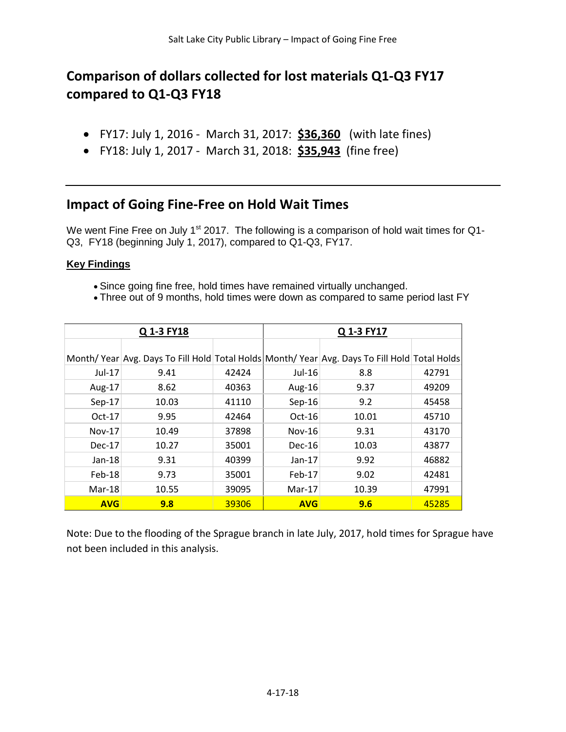## Comparison of dollars collected for lost materials Q1-Q3 FY17 compared to Q1-Q3 FY18

- FY17: July 1, 2016 - March 31, 2017: **$36,360** (with late fines)
- FY18: July 1, 2017 - March 31, 2018: **$35,943** (fine free)

---

## Impact of Going Fine-Free on Hold Wait Times

We went Fine Free on July 1st 2017. The following is a comparison of hold wait times for Q1-Q3, FY18 (beginning July 1, 2017), compared to Q1-Q3, FY17.

**Key Findings**

- Since going fine free, hold times have remained virtually unchanged.
- Three out of 9 months, hold times were down as compared to same period last FY

| Q 1-3 FY18 | | | Q 1-3 FY17 | | |
|---|---|---|---|---|---|
| Month/ Year | Avg. Days To Fill Hold | Total Holds | Month/ Year | Avg. Days To Fill Hold | Total Holds |
| Jul-17 | 9.41 | 42424 | Jul-16 | 8.8 | 42791 |
| Aug-17 | 8.62 | 40363 | Aug-16 | 9.37 | 49209 |
| Sep-17 | 10.03 | 41110 | Sep-16 | 9.2 | 45458 |
| Oct-17 | 9.95 | 42464 | Oct-16 | 10.01 | 45710 |
| Nov-17 | 10.49 | 37898 | Nov-16 | 9.31 | 43170 |
| Dec-17 | 10.27 | 35001 | Dec-16 | 10.03 | 43877 |
| Jan-18 | 9.31 | 40399 | Jan-17 | 9.92 | 46882 |
| Feb-18 | 9.73 | 35001 | Feb-17 | 9.02 | 42481 |
| Mar-18 | 10.55 | 39095 | Mar-17 | 10.39 | 47991 |
| **AVG** | **9.8** | 39306 | **AVG** | **9.6** | 45285 |

Note: Due to the flooding of the Sprague branch in late July, 2017, hold times for Sprague have not been included in this analysis.

4-17-18